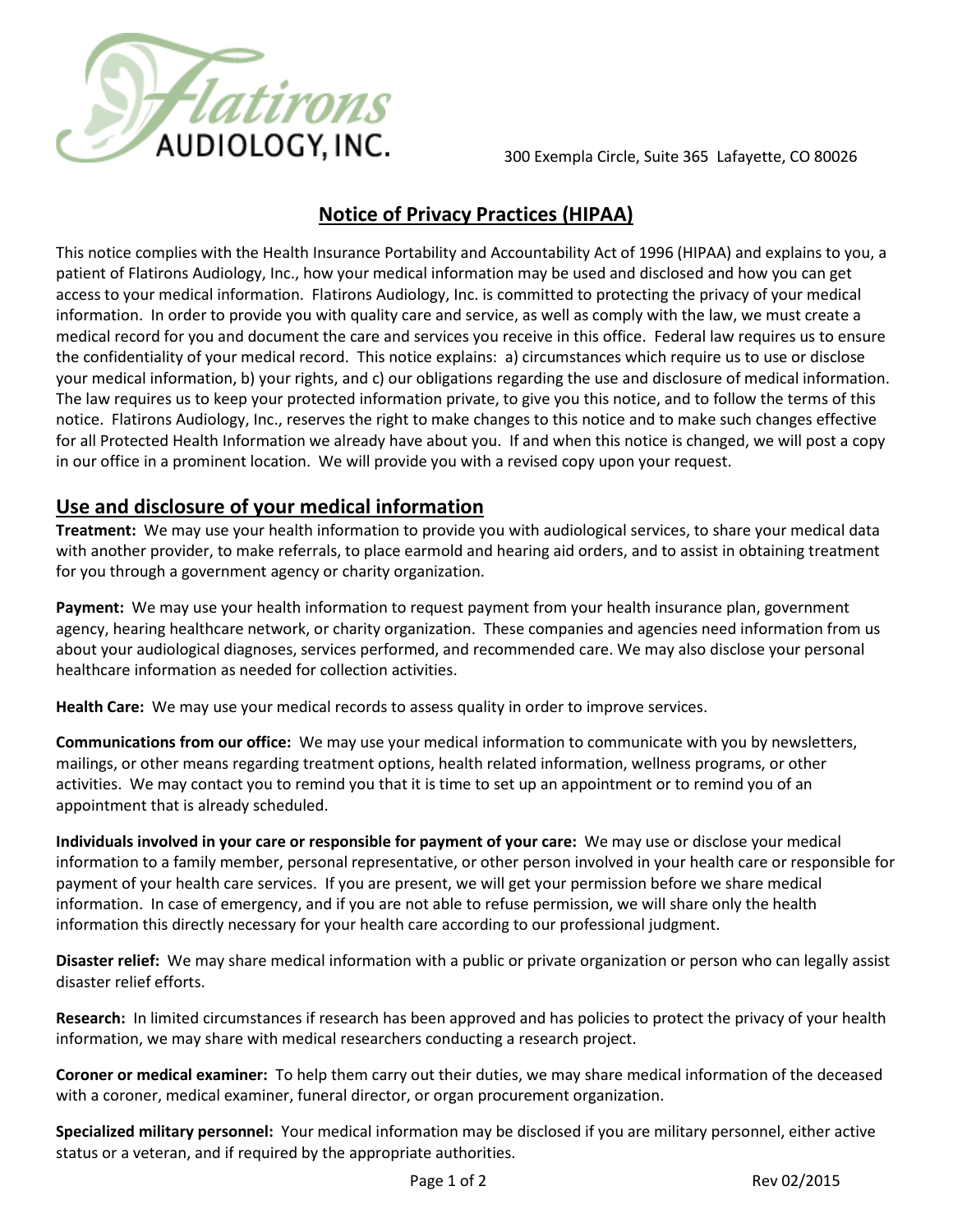Flatirons Audiology, Inc.

300 Exempla Circle, Suite 365 Lafayette, CO 80026

# Notice of Privacy Practices (HIPAA)

This notice complies with the Health Insurance Portability and Accountability Act of 1996 (HIPAA) and explains to you, a patient of Flatirons Audiology, Inc., how your medical information may be used and disclosed and how you can get access to your medical information. Flatirons Audiology, Inc. is committed to protecting the privacy of your medical information. In order to provide you with quality care and service, as well as comply with the law, we must create a medical record for you and document the care and services you receive in this office. Federal law requires us to ensure the confidentiality of your medical record. This notice explains: a) circumstances which require us to use or disclose your medical information, b) your rights, and c) our obligations regarding the use and disclosure of medical information. The law requires us to keep your protected information private, to give you this notice, and to follow the terms of this notice. Flatirons Audiology, Inc., reserves the right to make changes to this notice and to make such changes effective for all Protected Health Information we already have about you. If and when this notice is changed, we will post a copy in our office in a prominent location. We will provide you with a revised copy upon your request.

## Use and disclosure of your medical information

**Treatment:** We may use your health information to provide you with audiological services, to share your medical data with another provider, to make referrals, to place earmold and hearing aid orders, and to assist in obtaining treatment for you through a government agency or charity organization.

**Payment:** We may use your health information to request payment from your health insurance plan, government agency, hearing healthcare network, or charity organization. These companies and agencies need information from us about your audiological diagnoses, services performed, and recommended care. We may also disclose your personal healthcare information as needed for collection activities.

**Health Care:** We may use your medical records to assess quality in order to improve services.

**Communications from our office:** We may use your medical information to communicate with you by newsletters, mailings, or other means regarding treatment options, health related information, wellness programs, or other activities. We may contact you to remind you that it is time to set up an appointment or to remind you of an appointment that is already scheduled.

**Individuals involved in your care or responsible for payment of your care:** We may use or disclose your medical information to a family member, personal representative, or other person involved in your health care or responsible for payment of your health care services. If you are present, we will get your permission before we share medical information. In case of emergency, and if you are not able to refuse permission, we will share only the health information this directly necessary for your health care according to our professional judgment.

**Disaster relief:** We may share medical information with a public or private organization or person who can legally assist disaster relief efforts.

**Research:** In limited circumstances if research has been approved and has policies to protect the privacy of your health information, we may share with medical researchers conducting a research project.

**Coroner or medical examiner:** To help them carry out their duties, we may share medical information of the deceased with a coroner, medical examiner, funeral director, or organ procurement organization.

**Specialized military personnel:** Your medical information may be disclosed if you are military personnel, either active status or a veteran, and if required by the appropriate authorities.

Rev 02/2015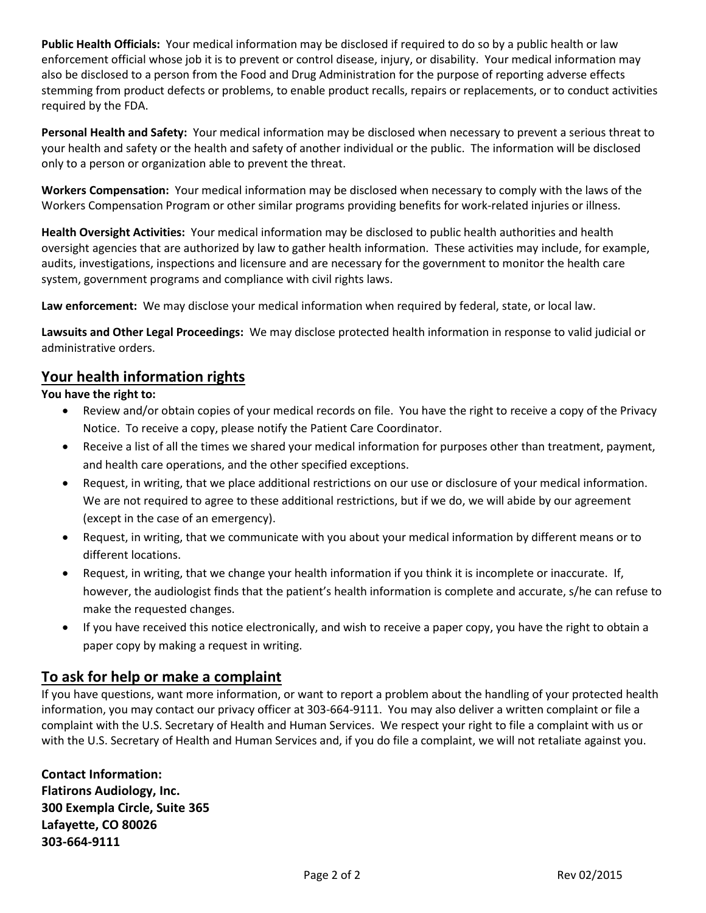**Public Health Officials:** Your medical information may be disclosed if required to do so by a public health or law enforcement official whose job it is to prevent or control disease, injury, or disability. Your medical information may also be disclosed to a person from the Food and Drug Administration for the purpose of reporting adverse effects stemming from product defects or problems, to enable product recalls, repairs or replacements, or to conduct activities required by the FDA.

**Personal Health and Safety:** Your medical information may be disclosed when necessary to prevent a serious threat to your health and safety or the health and safety of another individual or the public. The information will be disclosed only to a person or organization able to prevent the threat.

**Workers Compensation:** Your medical information may be disclosed when necessary to comply with the laws of the Workers Compensation Program or other similar programs providing benefits for work-related injuries or illness.

**Health Oversight Activities:** Your medical information may be disclosed to public health authorities and health oversight agencies that are authorized by law to gather health information. These activities may include, for example, audits, investigations, inspections and licensure and are necessary for the government to monitor the health care system, government programs and compliance with civil rights laws.

**Law enforcement:** We may disclose your medical information when required by federal, state, or local law.

**Lawsuits and Other Legal Proceedings:** We may disclose protected health information in response to valid judicial or administrative orders.

## Your health information rights

**You have the right to:**

- Review and/or obtain copies of your medical records on file. You have the right to receive a copy of the Privacy Notice. To receive a copy, please notify the Patient Care Coordinator.
- Receive a list of all the times we shared your medical information for purposes other than treatment, payment, and health care operations, and the other specified exceptions.
- Request, in writing, that we place additional restrictions on our use or disclosure of your medical information. We are not required to agree to these additional restrictions, but if we do, we will abide by our agreement (except in the case of an emergency).
- Request, in writing, that we communicate with you about your medical information by different means or to different locations.
- Request, in writing, that we change your health information if you think it is incomplete or inaccurate. If, however, the audiologist finds that the patient's health information is complete and accurate, s/he can refuse to make the requested changes.
- If you have received this notice electronically, and wish to receive a paper copy, you have the right to obtain a paper copy by making a request in writing.

## To ask for help or make a complaint

If you have questions, want more information, or want to report a problem about the handling of your protected health information, you may contact our privacy officer at 303-664-9111. You may also deliver a written complaint or file a complaint with the U.S. Secretary of Health and Human Services. We respect your right to file a complaint with us or with the U.S. Secretary of Health and Human Services and, if you do file a complaint, we will not retaliate against you.

**Contact Information:**
**Flatirons Audiology, Inc.**
**300 Exempla Circle, Suite 365**
**Lafayette, CO 80026**
**303-664-9111**

Rev 02/2015